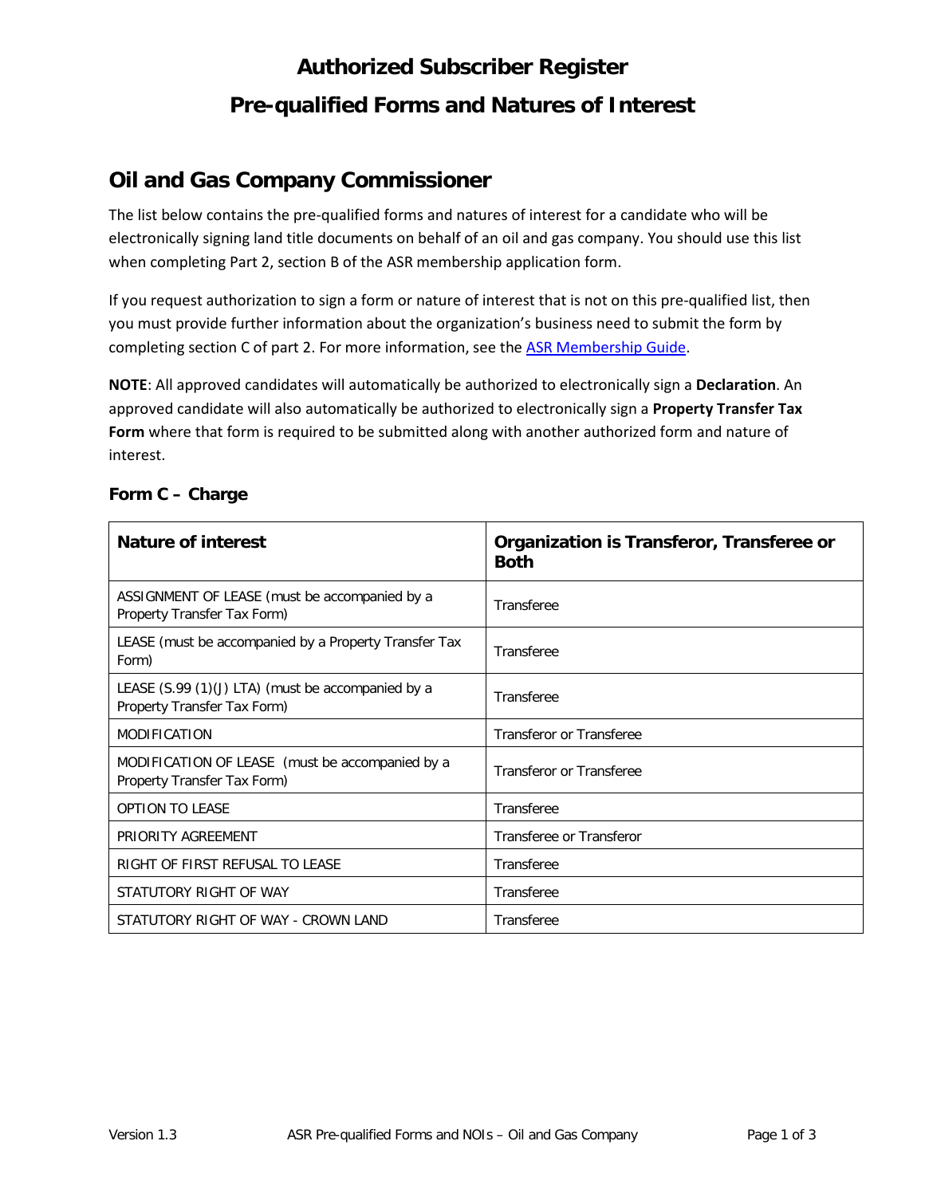# Authorized Subscriber Register

# Pre-qualified Forms and Natures of Interest

## Oil and Gas Company Commissioner

The list below contains the pre-qualified forms and natures of interest for a candidate who will be electronically signing land title documents on behalf of an oil and gas company. You should use this list when completing Part 2, section B of the ASR membership application form.

If you request authorization to sign a form or nature of interest that is not on this pre-qualified list, then you must provide further information about the organization's business need to submit the form by completing section C of part 2. For more information, see the [ASR Membership Guide](ASR Membership Guide).

**NOTE**: All approved candidates will automatically be authorized to electronically sign a **Declaration**. An approved candidate will also automatically be authorized to electronically sign a **Property Transfer Tax Form** where that form is required to be submitted along with another authorized form and nature of interest.

### Form C – Charge

| Nature of interest | Organization is Transferor, Transferee or Both |
|---|---|
| ASSIGNMENT OF LEASE (must be accompanied by a Property Transfer Tax Form) | Transferee |
| LEASE (must be accompanied by a Property Transfer Tax Form) | Transferee |
| LEASE (S.99 (1)(J) LTA) (must be accompanied by a Property Transfer Tax Form) | Transferee |
| MODIFICATION | Transferor or Transferee |
| MODIFICATION OF LEASE (must be accompanied by a Property Transfer Tax Form) | Transferor or Transferee |
| OPTION TO LEASE | Transferee |
| PRIORITY AGREEMENT | Transferee or Transferor |
| RIGHT OF FIRST REFUSAL TO LEASE | Transferee |
| STATUTORY RIGHT OF WAY | Transferee |
| STATUTORY RIGHT OF WAY - CROWN LAND | Transferee |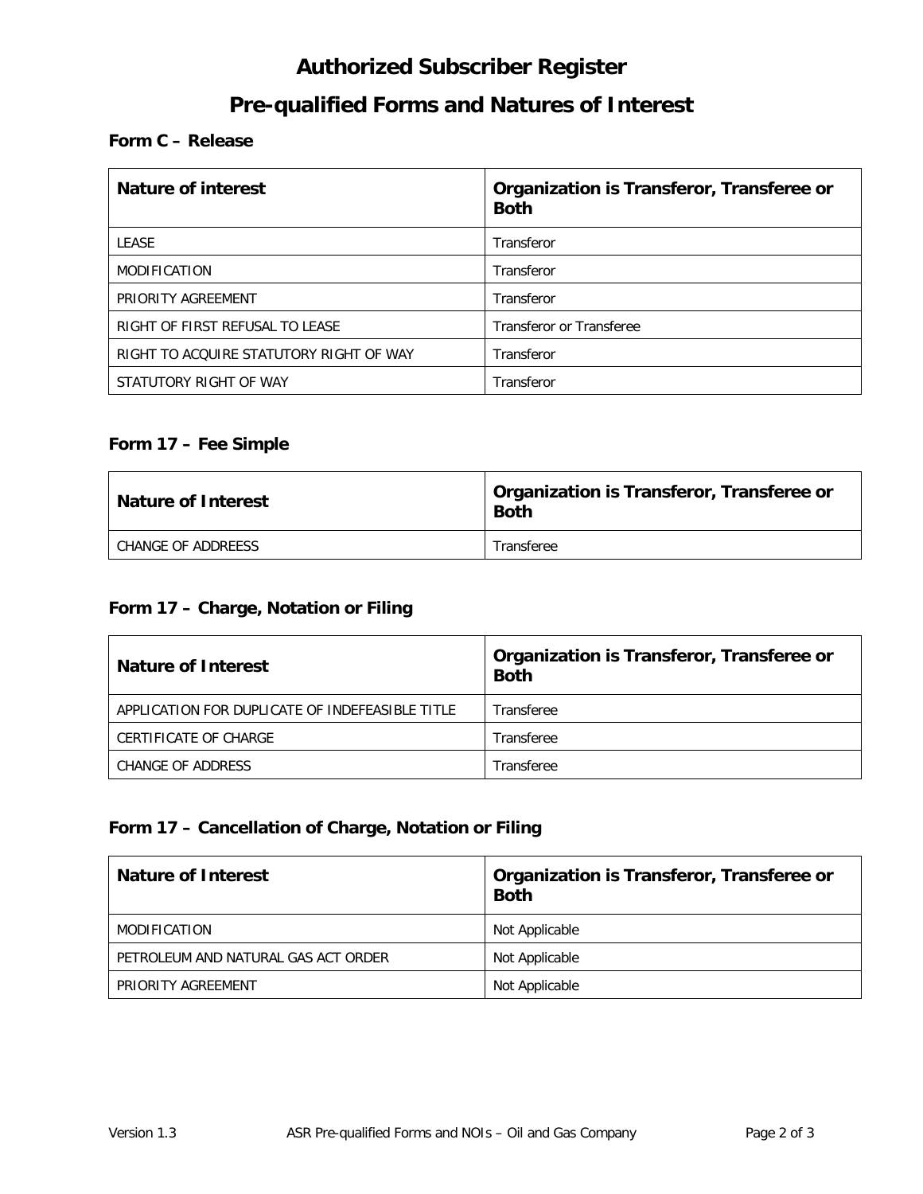# Authorized Subscriber Register

# Pre-qualified Forms and Natures of Interest

### Form C – Release

| Nature of interest | Organization is Transferor, Transferee or Both |
|---|---|
| LEASE | Transferor |
| MODIFICATION | Transferor |
| PRIORITY AGREEMENT | Transferor |
| RIGHT OF FIRST REFUSAL TO LEASE | Transferor or Transferee |
| RIGHT TO ACQUIRE STATUTORY RIGHT OF WAY | Transferor |
| STATUTORY RIGHT OF WAY | Transferor |

### Form 17 – Fee Simple

| Nature of Interest | Organization is Transferor, Transferee or Both |
|---|---|
| CHANGE OF ADDREESS | Transferee |

### Form 17 – Charge, Notation or Filing

| Nature of Interest | Organization is Transferor, Transferee or Both |
|---|---|
| APPLICATION FOR DUPLICATE OF INDEFEASIBLE TITLE | Transferee |
| CERTIFICATE OF CHARGE | Transferee |
| CHANGE OF ADDRESS | Transferee |

### Form 17 – Cancellation of Charge, Notation or Filing

| Nature of Interest | Organization is Transferor, Transferee or Both |
|---|---|
| MODIFICATION | Not Applicable |
| PETROLEUM AND NATURAL GAS ACT ORDER | Not Applicable |
| PRIORITY AGREEMENT | Not Applicable |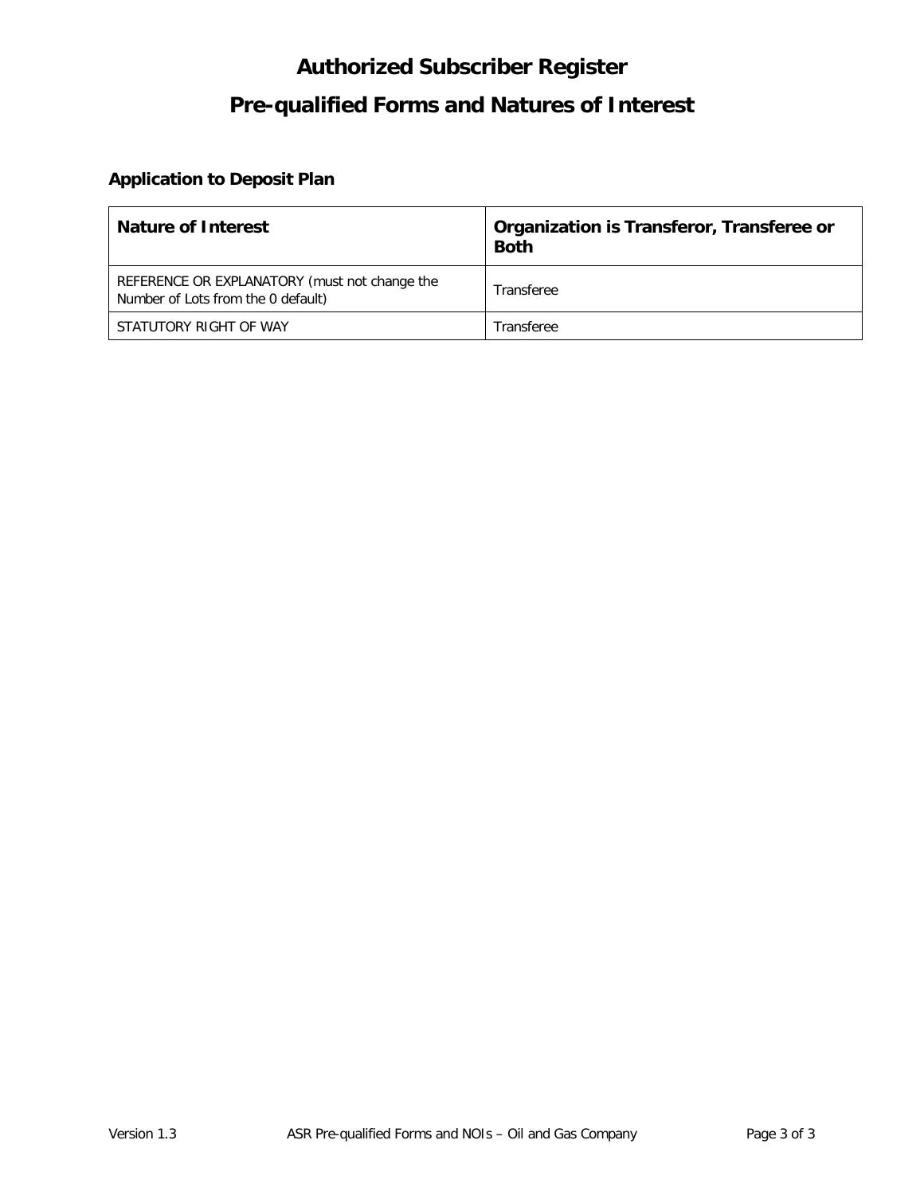# Authorized Subscriber Register

# Pre-qualified Forms and Natures of Interest

### Application to Deposit Plan

| Nature of Interest | Organization is Transferor, Transferee or Both |
|---|---|
| REFERENCE OR EXPLANATORY (must not change the Number of Lots from the 0 default) | Transferee |
| STATUTORY RIGHT OF WAY | Transferee |